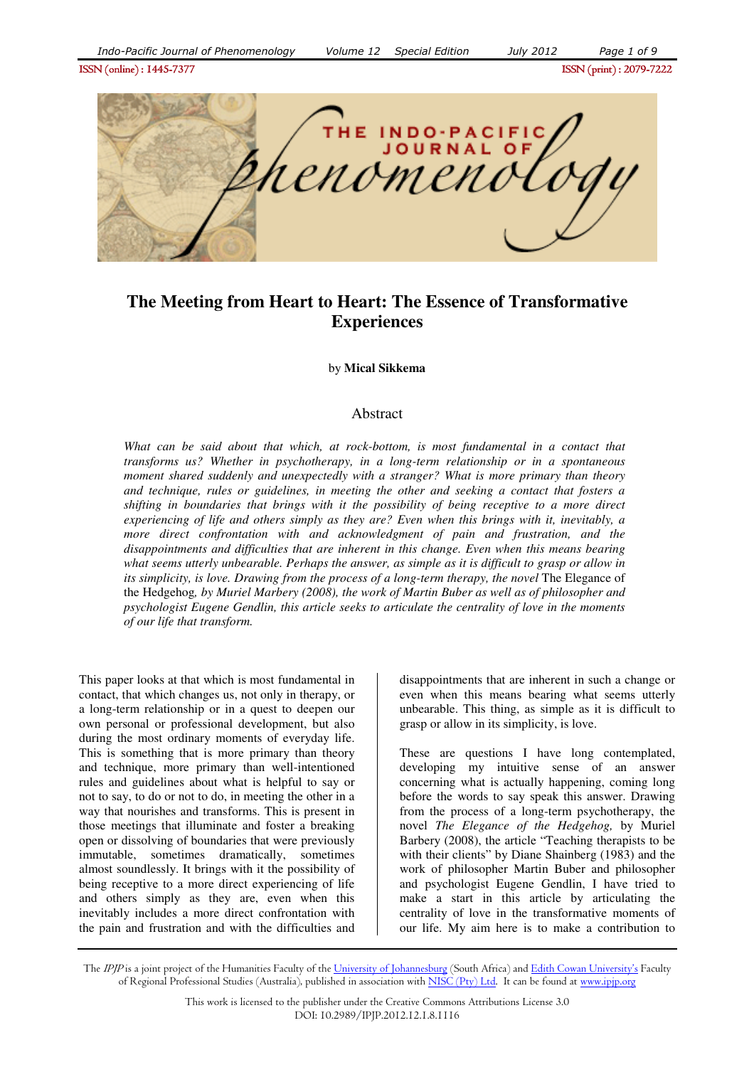# The Meeting from Heart to Heart: The Essence of Transformative Experiences

by **Mical Sikkema**

## Abstract

*What can be said about that which, at rock-bottom, is most fundamental in a contact that transforms us? Whether in psychotherapy, in a long-term relationship or in a spontaneous moment shared suddenly and unexpectedly with a stranger? What is more primary than theory and technique, rules or guidelines, in meeting the other and seeking a contact that fosters a shifting in boundaries that brings with it the possibility of being receptive to a more direct experiencing of life and others simply as they are? Even when this brings with it, inevitably, a more direct confrontation with and acknowledgment of pain and frustration, and the disappointments and difficulties that are inherent in this change. Even when this means bearing what seems utterly unbearable. Perhaps the answer, as simple as it is difficult to grasp or allow in its simplicity, is love. Drawing from the process of a long-term therapy, the novel* The Elegance of the Hedgehog*, by Muriel Marbery (2008), the work of Martin Buber as well as of philosopher and psychologist Eugene Gendlin, this article seeks to articulate the centrality of love in the moments of our life that transform.*

This paper looks at that which is most fundamental in contact, that which changes us, not only in therapy, or a long-term relationship or in a quest to deepen our own personal or professional development, but also during the most ordinary moments of everyday life. This is something that is more primary than theory and technique, more primary than well-intentioned rules and guidelines about what is helpful to say or not to say, to do or not to do, in meeting the other in a way that nourishes and transforms. This is present in those meetings that illuminate and foster a breaking open or dissolving of boundaries that were previously immutable, sometimes dramatically, sometimes almost soundlessly. It brings with it the possibility of being receptive to a more direct experiencing of life and others simply as they are, even when this inevitably includes a more direct confrontation with the pain and frustration and with the difficulties and disappointments that are inherent in such a change or even when this means bearing what seems utterly unbearable. This thing, as simple as it is difficult to grasp or allow in its simplicity, is love.

These are questions I have long contemplated, developing my intuitive sense of an answer concerning what is actually happening, coming long before the words to say speak this answer. Drawing from the process of a long-term psychotherapy, the novel *The Elegance of the Hedgehog,* by Muriel Barbery (2008), the article "Teaching therapists to be with their clients" by Diane Shainberg (1983) and the work of philosopher Martin Buber and philosopher and psychologist Eugene Gendlin, I have tried to make a start in this article by articulating the centrality of love in the transformative moments of our life. My aim here is to make a contribution to

The *IPJP* is a joint project of the Humanities Faculty of the University of Johannesburg (South Africa) and Edith Cowan University's Faculty of Regional Professional Studies (Australia), published in association with NISC (Pty) Ltd. It can be found at www.ipjp.org

This work is licensed to the publisher under the Creative Commons Attributions License 3.0
DOI: 10.2989/IPJP.2012.12.1.8.1116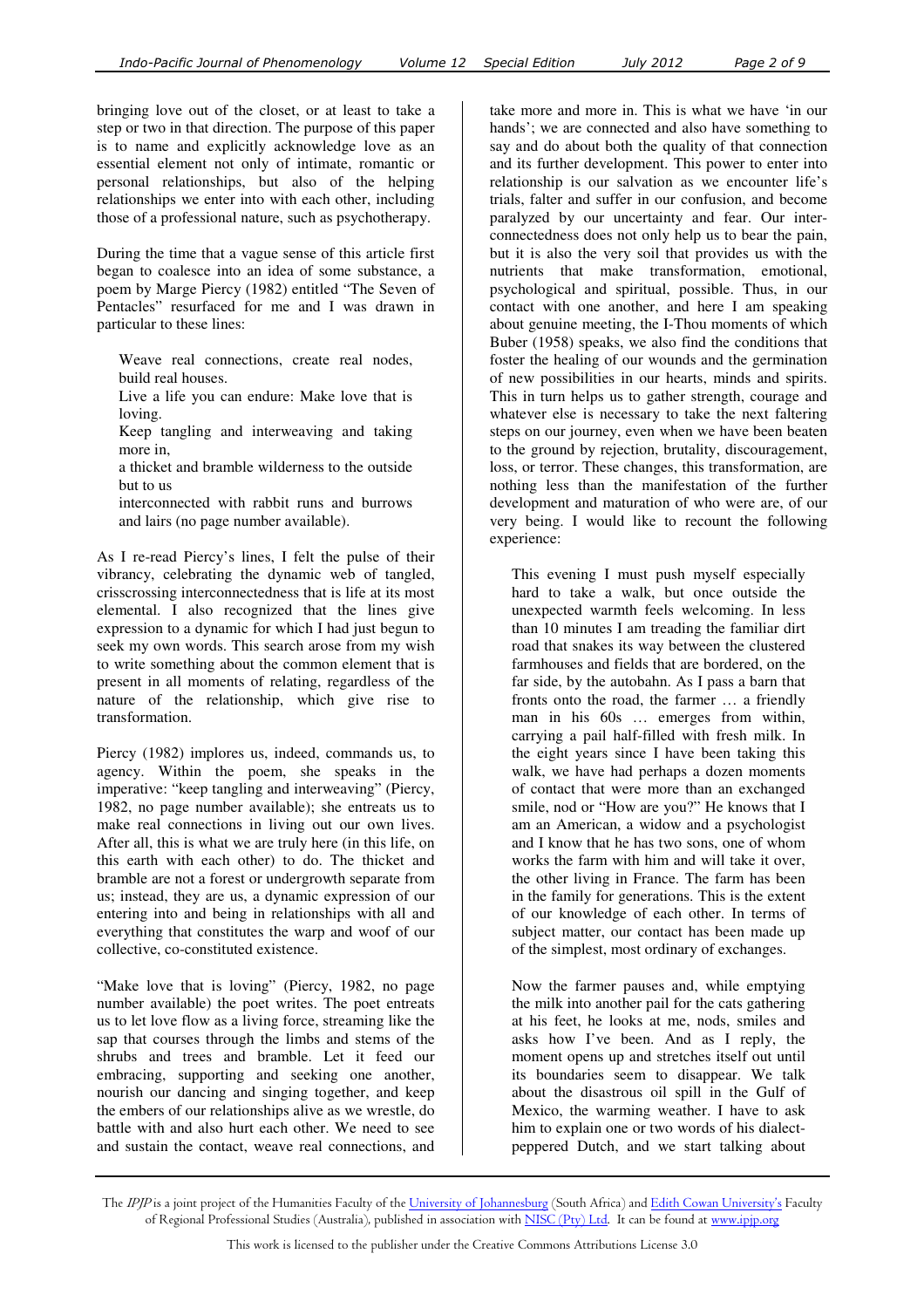bringing love out of the closet, or at least to take a step or two in that direction. The purpose of this paper is to name and explicitly acknowledge love as an essential element not only of intimate, romantic or personal relationships, but also of the helping relationships we enter into with each other, including those of a professional nature, such as psychotherapy.

During the time that a vague sense of this article first began to coalesce into an idea of some substance, a poem by Marge Piercy (1982) entitled "The Seven of Pentacles" resurfaced for me and I was drawn in particular to these lines:

> Weave real connections, create real nodes, build real houses.
> Live a life you can endure: Make love that is loving.
> Keep tangling and interweaving and taking more in,
> a thicket and bramble wilderness to the outside but to us
> interconnected with rabbit runs and burrows and lairs (no page number available).

As I re-read Piercy's lines, I felt the pulse of their vibrancy, celebrating the dynamic web of tangled, crisscrossing interconnectedness that is life at its most elemental. I also recognized that the lines give expression to a dynamic for which I had just begun to seek my own words. This search arose from my wish to write something about the common element that is present in all moments of relating, regardless of the nature of the relationship, which give rise to transformation.

Piercy (1982) implores us, indeed, commands us, to agency. Within the poem, she speaks in the imperative: "keep tangling and interweaving" (Piercy, 1982, no page number available); she entreats us to make real connections in living out our own lives. After all, this is what we are truly here (in this life, on this earth with each other) to do. The thicket and bramble are not a forest or undergrowth separate from us; instead, they are us, a dynamic expression of our entering into and being in relationships with all and everything that constitutes the warp and woof of our collective, co-constituted existence.

"Make love that is loving" (Piercy, 1982, no page number available) the poet writes. The poet entreats us to let love flow as a living force, streaming like the sap that courses through the limbs and stems of the shrubs and trees and bramble. Let it feed our embracing, supporting and seeking one another, nourish our dancing and singing together, and keep the embers of our relationships alive as we wrestle, do battle with and also hurt each other. We need to see and sustain the contact, weave real connections, and take more and more in. This is what we have 'in our hands'; we are connected and also have something to say and do about both the quality of that connection and its further development. This power to enter into relationship is our salvation as we encounter life's trials, falter and suffer in our confusion, and become paralyzed by our uncertainty and fear. Our interconnectedness does not only help us to bear the pain, but it is also the very soil that provides us with the nutrients that make transformation, emotional, psychological and spiritual, possible. Thus, in our contact with one another, and here I am speaking about genuine meeting, the I-Thou moments of which Buber (1958) speaks, we also find the conditions that foster the healing of our wounds and the germination of new possibilities in our hearts, minds and spirits. This in turn helps us to gather strength, courage and whatever else is necessary to take the next faltering steps on our journey, even when we have been beaten to the ground by rejection, brutality, discouragement, loss, or terror. These changes, this transformation, are nothing less than the manifestation of the further development and maturation of who were are, of our very being. I would like to recount the following experience:

> This evening I must push myself especially hard to take a walk, but once outside the unexpected warmth feels welcoming. In less than 10 minutes I am treading the familiar dirt road that snakes its way between the clustered farmhouses and fields that are bordered, on the far side, by the autobahn. As I pass a barn that fronts onto the road, the farmer … a friendly man in his 60s … emerges from within, carrying a pail half-filled with fresh milk. In the eight years since I have been taking this walk, we have had perhaps a dozen moments of contact that were more than an exchanged smile, nod or "How are you?" He knows that I am an American, a widow and a psychologist and I know that he has two sons, one of whom works the farm with him and will take it over, the other living in France. The farm has been in the family for generations. This is the extent of our knowledge of each other. In terms of subject matter, our contact has been made up of the simplest, most ordinary of exchanges.
>
> Now the farmer pauses and, while emptying the milk into another pail for the cats gathering at his feet, he looks at me, nods, smiles and asks how I've been. And as I reply, the moment opens up and stretches itself out until its boundaries seem to disappear. We talk about the disastrous oil spill in the Gulf of Mexico, the warming weather. I have to ask him to explain one or two words of his dialect-peppered Dutch, and we start talking about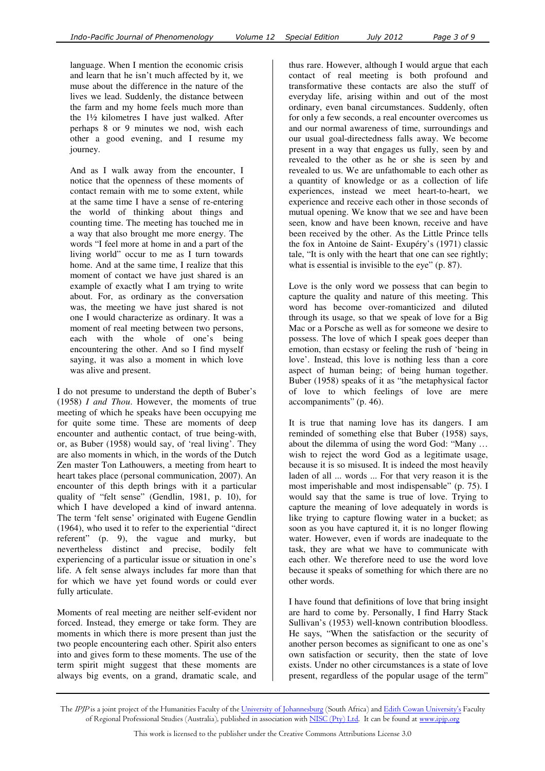language. When I mention the economic crisis and learn that he isn't much affected by it, we muse about the difference in the nature of the lives we lead. Suddenly, the distance between the farm and my home feels much more than the 1½ kilometres I have just walked. After perhaps 8 or 9 minutes we nod, wish each other a good evening, and I resume my journey.

And as I walk away from the encounter, I notice that the openness of these moments of contact remain with me to some extent, while at the same time I have a sense of re-entering the world of thinking about things and counting time. The meeting has touched me in a way that also brought me more energy. The words "I feel more at home in and a part of the living world" occur to me as I turn towards home. And at the same time, I realize that this moment of contact we have just shared is an example of exactly what I am trying to write about. For, as ordinary as the conversation was, the meeting we have just shared is not one I would characterize as ordinary. It was a moment of real meeting between two persons, each with the whole of one's being encountering the other. And so I find myself saying, it was also a moment in which love was alive and present.

I do not presume to understand the depth of Buber's (1958) *I and Thou*. However, the moments of true meeting of which he speaks have been occupying me for quite some time. These are moments of deep encounter and authentic contact, of true being-with, or, as Buber (1958) would say, of 'real living'. They are also moments in which, in the words of the Dutch Zen master Ton Lathouwers, a meeting from heart to heart takes place (personal communication, 2007). An encounter of this depth brings with it a particular quality of "felt sense" (Gendlin, 1981, p. 10), for which I have developed a kind of inward antenna. The term 'felt sense' originated with Eugene Gendlin (1964), who used it to refer to the experiential "direct referent" (p. 9), the vague and murky, but nevertheless distinct and precise, bodily felt experiencing of a particular issue or situation in one's life. A felt sense always includes far more than that for which we have yet found words or could ever fully articulate.

Moments of real meeting are neither self-evident nor forced. Instead, they emerge or take form. They are moments in which there is more present than just the two people encountering each other. Spirit also enters into and gives form to these moments. The use of the term spirit might suggest that these moments are always big events, on a grand, dramatic scale, and thus rare. However, although I would argue that each contact of real meeting is both profound and transformative these contacts are also the stuff of everyday life, arising within and out of the most ordinary, even banal circumstances. Suddenly, often for only a few seconds, a real encounter overcomes us and our normal awareness of time, surroundings and our usual goal-directedness falls away. We become present in a way that engages us fully, seen by and revealed to the other as he or she is seen by and revealed to us. We are unfathomable to each other as a quantity of knowledge or as a collection of life experiences, instead we meet heart-to-heart, we experience and receive each other in those seconds of mutual opening. We know that we see and have been seen, know and have been known, receive and have been received by the other. As the Little Prince tells the fox in Antoine de Saint- Exupéry's (1971) classic tale, "It is only with the heart that one can see rightly; what is essential is invisible to the eye" (p. 87).

Love is the only word we possess that can begin to capture the quality and nature of this meeting. This word has become over-romanticized and diluted through its usage, so that we speak of love for a Big Mac or a Porsche as well as for someone we desire to possess. The love of which I speak goes deeper than emotion, than ecstasy or feeling the rush of 'being in love'. Instead, this love is nothing less than a core aspect of human being; of being human together. Buber (1958) speaks of it as "the metaphysical factor of love to which feelings of love are mere accompaniments" (p. 46).

It is true that naming love has its dangers. I am reminded of something else that Buber (1958) says, about the dilemma of using the word God: "Many … wish to reject the word God as a legitimate usage, because it is so misused. It is indeed the most heavily laden of all ... words ... For that very reason it is the most imperishable and most indispensable" (p. 75). I would say that the same is true of love. Trying to capture the meaning of love adequately in words is like trying to capture flowing water in a bucket; as soon as you have captured it, it is no longer flowing water. However, even if words are inadequate to the task, they are what we have to communicate with each other. We therefore need to use the word love because it speaks of something for which there are no other words.

I have found that definitions of love that bring insight are hard to come by. Personally, I find Harry Stack Sullivan's (1953) well-known contribution bloodless. He says, "When the satisfaction or the security of another person becomes as significant to one as one's own satisfaction or security, then the state of love exists. Under no other circumstances is a state of love present, regardless of the popular usage of the term"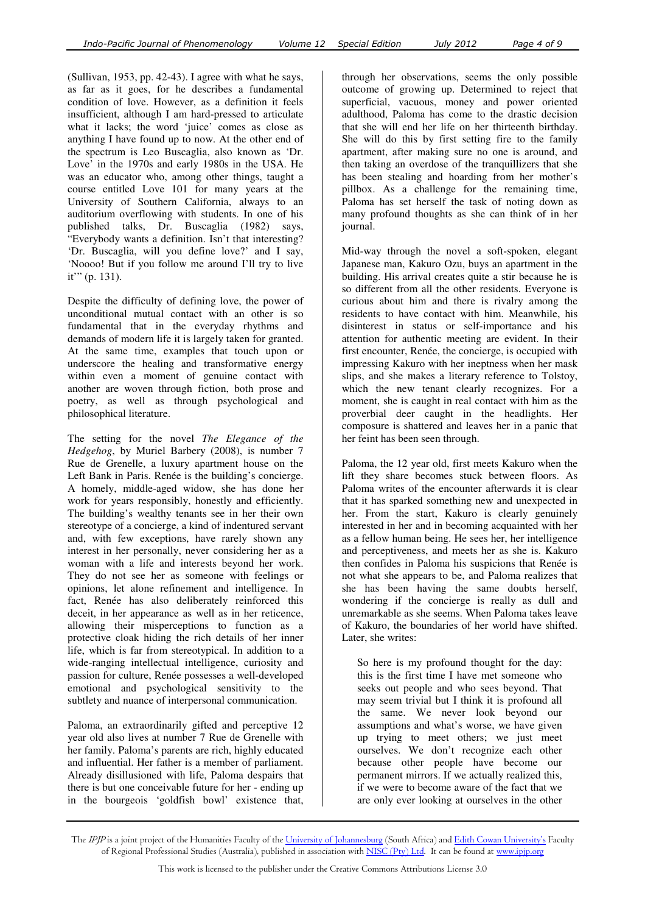(Sullivan, 1953, pp. 42-43). I agree with what he says, as far as it goes, for he describes a fundamental condition of love. However, as a definition it feels insufficient, although I am hard-pressed to articulate what it lacks; the word 'juice' comes as close as anything I have found up to now. At the other end of the spectrum is Leo Buscaglia, also known as 'Dr. Love' in the 1970s and early 1980s in the USA. He was an educator who, among other things, taught a course entitled Love 101 for many years at the University of Southern California, always to an auditorium overflowing with students. In one of his published talks, Dr. Buscaglia (1982) says, "Everybody wants a definition. Isn't that interesting? 'Dr. Buscaglia, will you define love?' and I say, 'Noooo! But if you follow me around I'll try to live it'" (p. 131).

Despite the difficulty of defining love, the power of unconditional mutual contact with an other is so fundamental that in the everyday rhythms and demands of modern life it is largely taken for granted. At the same time, examples that touch upon or underscore the healing and transformative energy within even a moment of genuine contact with another are woven through fiction, both prose and poetry, as well as through psychological and philosophical literature.

The setting for the novel *The Elegance of the Hedgehog*, by Muriel Barbery (2008), is number 7 Rue de Grenelle, a luxury apartment house on the Left Bank in Paris. Renée is the building's concierge. A homely, middle-aged widow, she has done her work for years responsibly, honestly and efficiently. The building's wealthy tenants see in her their own stereotype of a concierge, a kind of indentured servant and, with few exceptions, have rarely shown any interest in her personally, never considering her as a woman with a life and interests beyond her work. They do not see her as someone with feelings or opinions, let alone refinement and intelligence. In fact, Renée has also deliberately reinforced this deceit, in her appearance as well as in her reticence, allowing their misperceptions to function as a protective cloak hiding the rich details of her inner life, which is far from stereotypical. In addition to a wide-ranging intellectual intelligence, curiosity and passion for culture, Renée possesses a well-developed emotional and psychological sensitivity to the subtlety and nuance of interpersonal communication.

Paloma, an extraordinarily gifted and perceptive 12 year old also lives at number 7 Rue de Grenelle with her family. Paloma's parents are rich, highly educated and influential. Her father is a member of parliament. Already disillusioned with life, Paloma despairs that there is but one conceivable future for her - ending up in the bourgeois 'goldfish bowl' existence that, through her observations, seems the only possible outcome of growing up. Determined to reject that superficial, vacuous, money and power oriented adulthood, Paloma has come to the drastic decision that she will end her life on her thirteenth birthday. She will do this by first setting fire to the family apartment, after making sure no one is around, and then taking an overdose of the tranquillizers that she has been stealing and hoarding from her mother's pillbox. As a challenge for the remaining time, Paloma has set herself the task of noting down as many profound thoughts as she can think of in her journal.

Mid-way through the novel a soft-spoken, elegant Japanese man, Kakuro Ozu, buys an apartment in the building. His arrival creates quite a stir because he is so different from all the other residents. Everyone is curious about him and there is rivalry among the residents to have contact with him. Meanwhile, his disinterest in status or self-importance and his attention for authentic meeting are evident. In their first encounter, Renée, the concierge, is occupied with impressing Kakuro with her ineptness when her mask slips, and she makes a literary reference to Tolstoy, which the new tenant clearly recognizes. For a moment, she is caught in real contact with him as the proverbial deer caught in the headlights. Her composure is shattered and leaves her in a panic that her feint has been seen through.

Paloma, the 12 year old, first meets Kakuro when the lift they share becomes stuck between floors. As Paloma writes of the encounter afterwards it is clear that it has sparked something new and unexpected in her. From the start, Kakuro is clearly genuinely interested in her and in becoming acquainted with her as a fellow human being. He sees her, her intelligence and perceptiveness, and meets her as she is. Kakuro then confides in Paloma his suspicions that Renée is not what she appears to be, and Paloma realizes that she has been having the same doubts herself, wondering if the concierge is really as dull and unremarkable as she seems. When Paloma takes leave of Kakuro, the boundaries of her world have shifted. Later, she writes:

> So here is my profound thought for the day: this is the first time I have met someone who seeks out people and who sees beyond. That may seem trivial but I think it is profound all the same. We never look beyond our assumptions and what's worse, we have given up trying to meet others; we just meet ourselves. We don't recognize each other because other people have become our permanent mirrors. If we actually realized this, if we were to become aware of the fact that we are only ever looking at ourselves in the other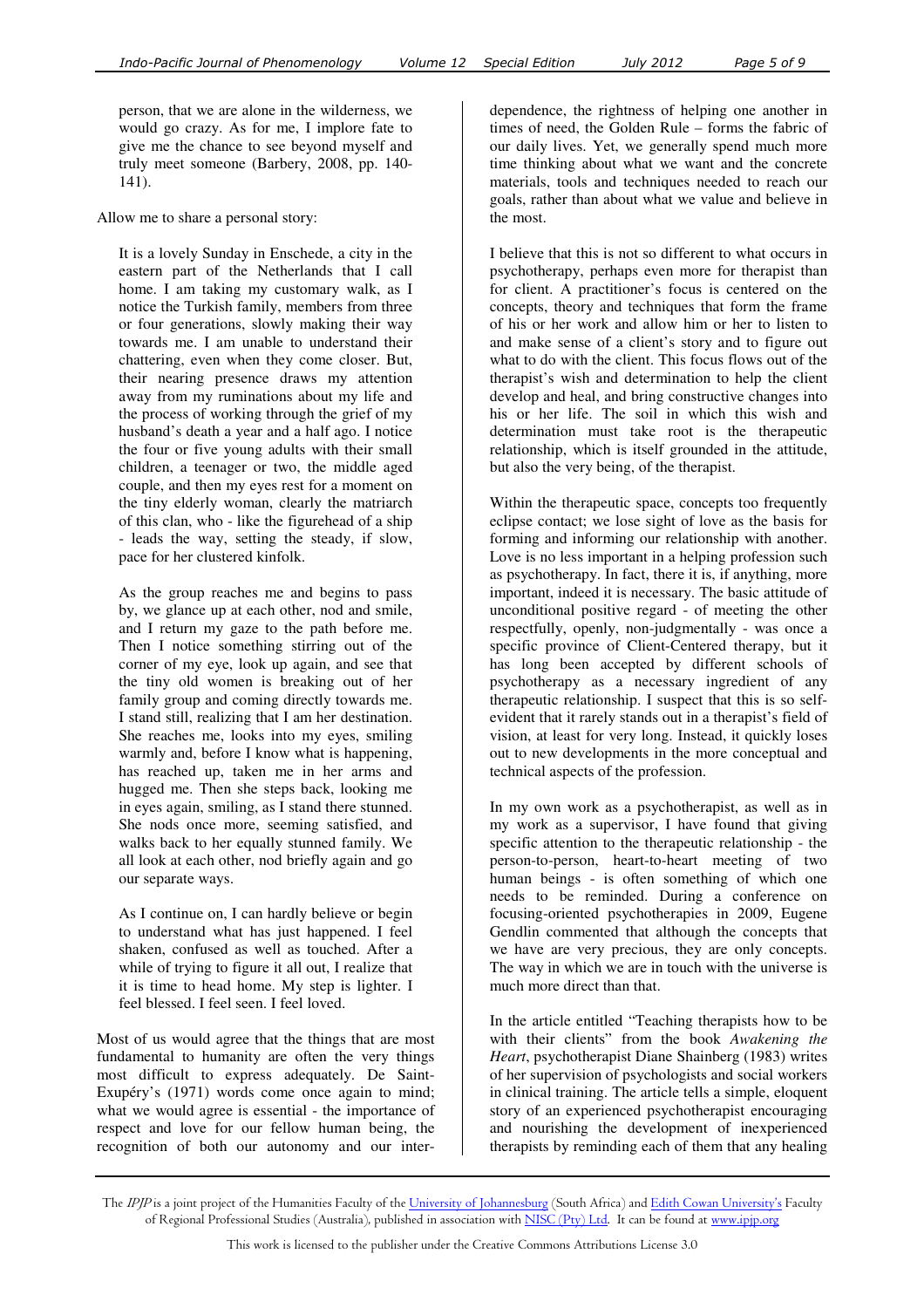person, that we are alone in the wilderness, we would go crazy. As for me, I implore fate to give me the chance to see beyond myself and truly meet someone (Barbery, 2008, pp. 140-141).

Allow me to share a personal story:

> It is a lovely Sunday in Enschede, a city in the eastern part of the Netherlands that I call home. I am taking my customary walk, as I notice the Turkish family, members from three or four generations, slowly making their way towards me. I am unable to understand their chattering, even when they come closer. But, their nearing presence draws my attention away from my ruminations about my life and the process of working through the grief of my husband's death a year and a half ago. I notice the four or five young adults with their small children, a teenager or two, the middle aged couple, and then my eyes rest for a moment on the tiny elderly woman, clearly the matriarch of this clan, who - like the figurehead of a ship - leads the way, setting the steady, if slow, pace for her clustered kinfolk.
>
> As the group reaches me and begins to pass by, we glance up at each other, nod and smile, and I return my gaze to the path before me. Then I notice something stirring out of the corner of my eye, look up again, and see that the tiny old women is breaking out of her family group and coming directly towards me. I stand still, realizing that I am her destination. She reaches me, looks into my eyes, smiling warmly and, before I know what is happening, has reached up, taken me in her arms and hugged me. Then she steps back, looking me in eyes again, smiling, as I stand there stunned. She nods once more, seeming satisfied, and walks back to her equally stunned family. We all look at each other, nod briefly again and go our separate ways.
>
> As I continue on, I can hardly believe or begin to understand what has just happened. I feel shaken, confused as well as touched. After a while of trying to figure it all out, I realize that it is time to head home. My step is lighter. I feel blessed. I feel seen. I feel loved.

Most of us would agree that the things that are most fundamental to humanity are often the very things most difficult to express adequately. De Saint-Exupéry's (1971) words come once again to mind; what we would agree is essential - the importance of respect and love for our fellow human being, the recognition of both our autonomy and our inter-dependence, the rightness of helping one another in times of need, the Golden Rule – forms the fabric of our daily lives. Yet, we generally spend much more time thinking about what we want and the concrete materials, tools and techniques needed to reach our goals, rather than about what we value and believe in the most.

I believe that this is not so different to what occurs in psychotherapy, perhaps even more for therapist than for client. A practitioner's focus is centered on the concepts, theory and techniques that form the frame of his or her work and allow him or her to listen to and make sense of a client's story and to figure out what to do with the client. This focus flows out of the therapist's wish and determination to help the client develop and heal, and bring constructive changes into his or her life. The soil in which this wish and determination must take root is the therapeutic relationship, which is itself grounded in the attitude, but also the very being, of the therapist.

Within the therapeutic space, concepts too frequently eclipse contact; we lose sight of love as the basis for forming and informing our relationship with another. Love is no less important in a helping profession such as psychotherapy. In fact, there it is, if anything, more important, indeed it is necessary. The basic attitude of unconditional positive regard - of meeting the other respectfully, openly, non-judgmentally - was once a specific province of Client-Centered therapy, but it has long been accepted by different schools of psychotherapy as a necessary ingredient of any therapeutic relationship. I suspect that this is so self-evident that it rarely stands out in a therapist's field of vision, at least for very long. Instead, it quickly loses out to new developments in the more conceptual and technical aspects of the profession.

In my own work as a psychotherapist, as well as in my work as a supervisor, I have found that giving specific attention to the therapeutic relationship - the person-to-person, heart-to-heart meeting of two human beings - is often something of which one needs to be reminded. During a conference on focusing-oriented psychotherapies in 2009, Eugene Gendlin commented that although the concepts that we have are very precious, they are only concepts. The way in which we are in touch with the universe is much more direct than that.

In the article entitled "Teaching therapists how to be with their clients" from the book *Awakening the Heart*, psychotherapist Diane Shainberg (1983) writes of her supervision of psychologists and social workers in clinical training. The article tells a simple, eloquent story of an experienced psychotherapist encouraging and nourishing the development of inexperienced therapists by reminding each of them that any healing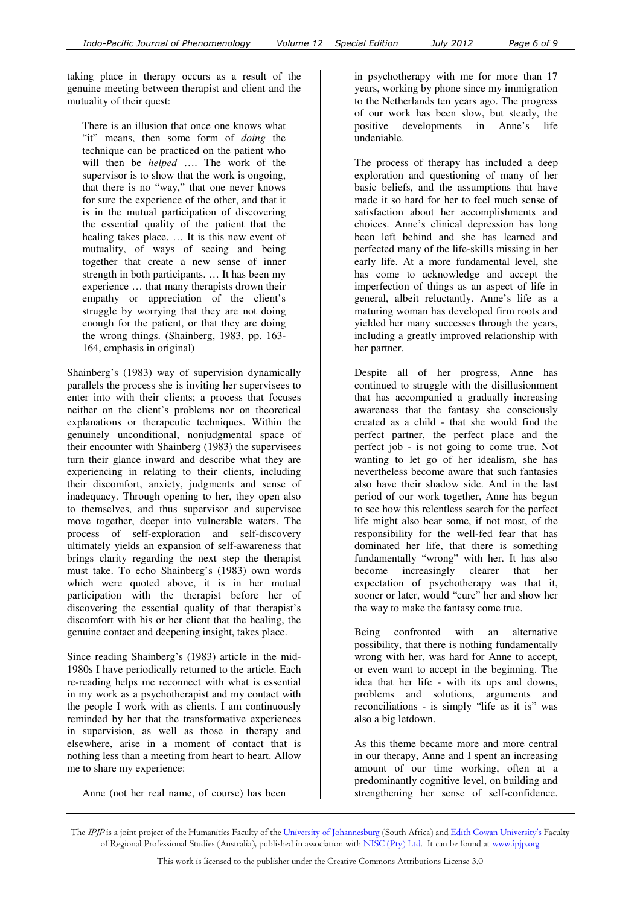taking place in therapy occurs as a result of the genuine meeting between therapist and client and the mutuality of their quest:

> There is an illusion that once one knows what "it" means, then some form of *doing* the technique can be practiced on the patient who will then be *helped* …. The work of the supervisor is to show that the work is ongoing, that there is no "way," that one never knows for sure the experience of the other, and that it is in the mutual participation of discovering the essential quality of the patient that the healing takes place. … It is this new event of mutuality, of ways of seeing and being together that create a new sense of inner strength in both participants. … It has been my experience … that many therapists drown their empathy or appreciation of the client's struggle by worrying that they are not doing enough for the patient, or that they are doing the wrong things. (Shainberg, 1983, pp. 163-164, emphasis in original)

Shainberg's (1983) way of supervision dynamically parallels the process she is inviting her supervisees to enter into with their clients; a process that focuses neither on the client's problems nor on theoretical explanations or therapeutic techniques. Within the genuinely unconditional, nonjudgmental space of their encounter with Shainberg (1983) the supervisees turn their glance inward and describe what they are experiencing in relating to their clients, including their discomfort, anxiety, judgments and sense of inadequacy. Through opening to her, they open also to themselves, and thus supervisor and supervisee move together, deeper into vulnerable waters. The process of self-exploration and self-discovery ultimately yields an expansion of self-awareness that brings clarity regarding the next step the therapist must take. To echo Shainberg's (1983) own words which were quoted above, it is in her mutual participation with the therapist before her of discovering the essential quality of that therapist's discomfort with his or her client that the healing, the genuine contact and deepening insight, takes place.

Since reading Shainberg's (1983) article in the mid-1980s I have periodically returned to the article. Each re-reading helps me reconnect with what is essential in my work as a psychotherapist and my contact with the people I work with as clients. I am continuously reminded by her that the transformative experiences in supervision, as well as those in therapy and elsewhere, arise in a moment of contact that is nothing less than a meeting from heart to heart. Allow me to share my experience:

Anne (not her real name, of course) has been in psychotherapy with me for more than 17 years, working by phone since my immigration to the Netherlands ten years ago. The progress of our work has been slow, but steady, the positive developments in Anne's life undeniable.

The process of therapy has included a deep exploration and questioning of many of her basic beliefs, and the assumptions that have made it so hard for her to feel much sense of satisfaction about her accomplishments and choices. Anne's clinical depression has long been left behind and she has learned and perfected many of the life-skills missing in her early life. At a more fundamental level, she has come to acknowledge and accept the imperfection of things as an aspect of life in general, albeit reluctantly. Anne's life as a maturing woman has developed firm roots and yielded her many successes through the years, including a greatly improved relationship with her partner.

Despite all of her progress, Anne has continued to struggle with the disillusionment that has accompanied a gradually increasing awareness that the fantasy she consciously created as a child - that she would find the perfect partner, the perfect place and the perfect job - is not going to come true. Not wanting to let go of her idealism, she has nevertheless become aware that such fantasies also have their shadow side. And in the last period of our work together, Anne has begun to see how this relentless search for the perfect life might also bear some, if not most, of the responsibility for the well-fed fear that has dominated her life, that there is something fundamentally "wrong" with her. It has also become increasingly clearer that her expectation of psychotherapy was that it, sooner or later, would "cure" her and show her the way to make the fantasy come true.

Being confronted with an alternative possibility, that there is nothing fundamentally wrong with her, was hard for Anne to accept, or even want to accept in the beginning. The idea that her life - with its ups and downs, problems and solutions, arguments and reconciliations - is simply "life as it is" was also a big letdown.

As this theme became more and more central in our therapy, Anne and I spent an increasing amount of our time working, often at a predominantly cognitive level, on building and strengthening her sense of self-confidence.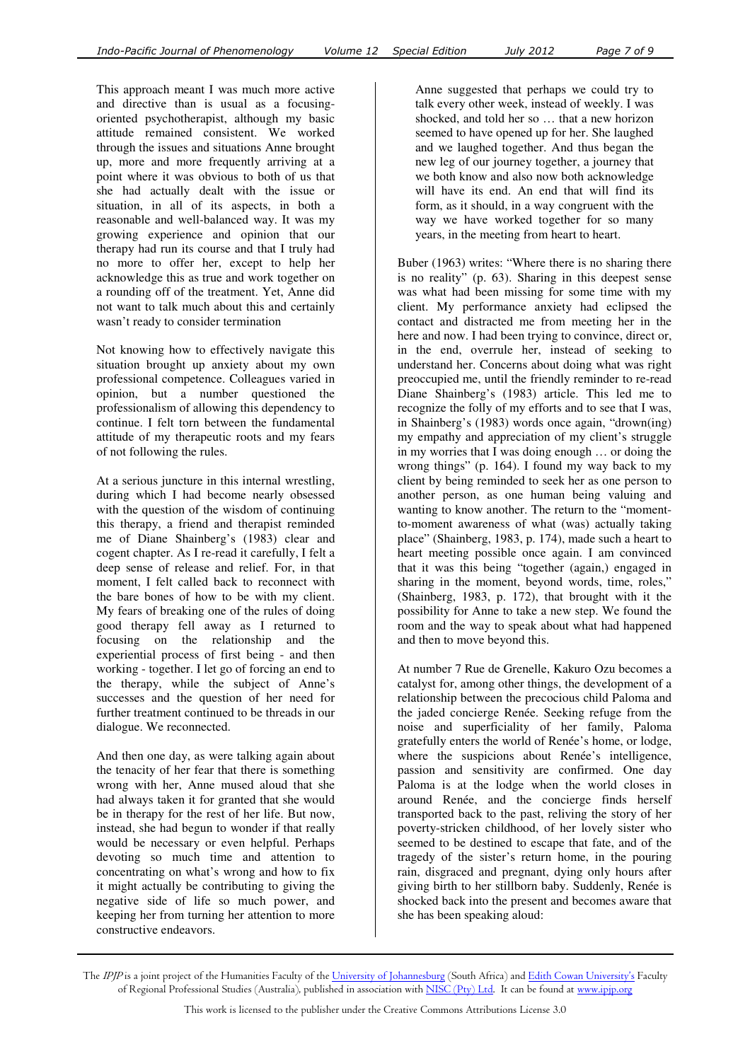This approach meant I was much more active and directive than is usual as a focusing-oriented psychotherapist, although my basic attitude remained consistent. We worked through the issues and situations Anne brought up, more and more frequently arriving at a point where it was obvious to both of us that she had actually dealt with the issue or situation, in all of its aspects, in both a reasonable and well-balanced way. It was my growing experience and opinion that our therapy had run its course and that I truly had no more to offer her, except to help her acknowledge this as true and work together on a rounding off of the treatment. Yet, Anne did not want to talk much about this and certainly wasn't ready to consider termination

Not knowing how to effectively navigate this situation brought up anxiety about my own professional competence. Colleagues varied in opinion, but a number questioned the professionalism of allowing this dependency to continue. I felt torn between the fundamental attitude of my therapeutic roots and my fears of not following the rules.

At a serious juncture in this internal wrestling, during which I had become nearly obsessed with the question of the wisdom of continuing this therapy, a friend and therapist reminded me of Diane Shainberg's (1983) clear and cogent chapter. As I re-read it carefully, I felt a deep sense of release and relief. For, in that moment, I felt called back to reconnect with the bare bones of how to be with my client. My fears of breaking one of the rules of doing good therapy fell away as I returned to focusing on the relationship and the experiential process of first being - and then working - together. I let go of forcing an end to the therapy, while the subject of Anne's successes and the question of her need for further treatment continued to be threads in our dialogue. We reconnected.

And then one day, as were talking again about the tenacity of her fear that there is something wrong with her, Anne mused aloud that she had always taken it for granted that she would be in therapy for the rest of her life. But now, instead, she had begun to wonder if that really would be necessary or even helpful. Perhaps devoting so much time and attention to concentrating on what's wrong and how to fix it might actually be contributing to giving the negative side of life so much power, and keeping her from turning her attention to more constructive endeavors.

Anne suggested that perhaps we could try to talk every other week, instead of weekly. I was shocked, and told her so … that a new horizon seemed to have opened up for her. She laughed and we laughed together. And thus began the new leg of our journey together, a journey that we both know and also now both acknowledge will have its end. An end that will find its form, as it should, in a way congruent with the way we have worked together for so many years, in the meeting from heart to heart.

Buber (1963) writes: "Where there is no sharing there is no reality" (p. 63). Sharing in this deepest sense was what had been missing for some time with my client. My performance anxiety had eclipsed the contact and distracted me from meeting her in the here and now. I had been trying to convince, direct or, in the end, overrule her, instead of seeking to understand her. Concerns about doing what was right preoccupied me, until the friendly reminder to re-read Diane Shainberg's (1983) article. This led me to recognize the folly of my efforts and to see that I was, in Shainberg's (1983) words once again, "drown(ing) my empathy and appreciation of my client's struggle in my worries that I was doing enough … or doing the wrong things" (p. 164). I found my way back to my client by being reminded to seek her as one person to another person, as one human being valuing and wanting to know another. The return to the "moment-to-moment awareness of what (was) actually taking place" (Shainberg, 1983, p. 174), made such a heart to heart meeting possible once again. I am convinced that it was this being "together (again,) engaged in sharing in the moment, beyond words, time, roles," (Shainberg, 1983, p. 172), that brought with it the possibility for Anne to take a new step. We found the room and the way to speak about what had happened and then to move beyond this.

At number 7 Rue de Grenelle, Kakuro Ozu becomes a catalyst for, among other things, the development of a relationship between the precocious child Paloma and the jaded concierge Renée. Seeking refuge from the noise and superficiality of her family, Paloma gratefully enters the world of Renée's home, or lodge, where the suspicions about Renée's intelligence, passion and sensitivity are confirmed. One day Paloma is at the lodge when the world closes in around Renée, and the concierge finds herself transported back to the past, reliving the story of her poverty-stricken childhood, of her lovely sister who seemed to be destined to escape that fate, and of the tragedy of the sister's return home, in the pouring rain, disgraced and pregnant, dying only hours after giving birth to her stillborn baby. Suddenly, Renée is shocked back into the present and becomes aware that she has been speaking aloud: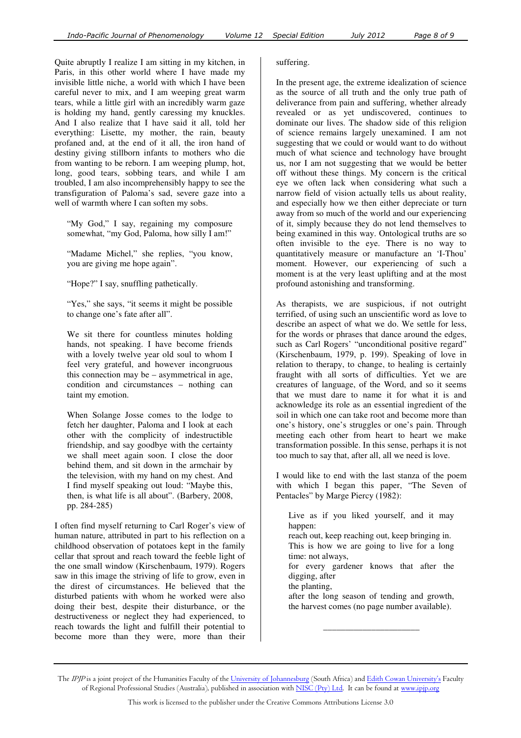Quite abruptly I realize I am sitting in my kitchen, in Paris, in this other world where I have made my invisible little niche, a world with which I have been careful never to mix, and I am weeping great warm tears, while a little girl with an incredibly warm gaze is holding my hand, gently caressing my knuckles. And I also realize that I have said it all, told her everything: Lisette, my mother, the rain, beauty profaned and, at the end of it all, the iron hand of destiny giving stillborn infants to mothers who die from wanting to be reborn. I am weeping plump, hot, long, good tears, sobbing tears, and while I am troubled, I am also incomprehensibly happy to see the transfiguration of Paloma's sad, severe gaze into a well of warmth where I can soften my sobs.

> "My God," I say, regaining my composure somewhat, "my God, Paloma, how silly I am!"
>
> "Madame Michel," she replies, "you know, you are giving me hope again".
>
> "Hope?" I say, snuffling pathetically.
>
> "Yes," she says, "it seems it might be possible to change one's fate after all".
>
> We sit there for countless minutes holding hands, not speaking. I have become friends with a lovely twelve year old soul to whom I feel very grateful, and however incongruous this connection may be – asymmetrical in age, condition and circumstances – nothing can taint my emotion.
>
> When Solange Josse comes to the lodge to fetch her daughter, Paloma and I look at each other with the complicity of indestructible friendship, and say goodbye with the certainty we shall meet again soon. I close the door behind them, and sit down in the armchair by the television, with my hand on my chest. And I find myself speaking out loud: "Maybe this, then, is what life is all about". (Barbery, 2008, pp. 284-285)

I often find myself returning to Carl Roger's view of human nature, attributed in part to his reflection on a childhood observation of potatoes kept in the family cellar that sprout and reach toward the feeble light of the one small window (Kirschenbaum, 1979). Rogers saw in this image the striving of life to grow, even in the direst of circumstances. He believed that the disturbed patients with whom he worked were also doing their best, despite their disturbance, or the destructiveness or neglect they had experienced, to reach towards the light and fulfill their potential to become more than they were, more than their suffering.

In the present age, the extreme idealization of science as the source of all truth and the only true path of deliverance from pain and suffering, whether already revealed or as yet undiscovered, continues to dominate our lives. The shadow side of this religion of science remains largely unexamined. I am not suggesting that we could or would want to do without much of what science and technology have brought us, nor I am not suggesting that we would be better off without these things. My concern is the critical eye we often lack when considering what such a narrow field of vision actually tells us about reality, and especially how we then either depreciate or turn away from so much of the world and our experiencing of it, simply because they do not lend themselves to being examined in this way. Ontological truths are so often invisible to the eye. There is no way to quantitatively measure or manufacture an 'I-Thou' moment. However, our experiencing of such a moment is at the very least uplifting and at the most profound astonishing and transforming.

As therapists, we are suspicious, if not outright terrified, of using such an unscientific word as love to describe an aspect of what we do. We settle for less, for the words or phrases that dance around the edges, such as Carl Rogers' "unconditional positive regard" (Kirschenbaum, 1979, p. 199). Speaking of love in relation to therapy, to change, to healing is certainly fraught with all sorts of difficulties. Yet we are creatures of language, of the Word, and so it seems that we must dare to name it for what it is and acknowledge its role as an essential ingredient of the soil in which one can take root and become more than one's history, one's struggles or one's pain. Through meeting each other from heart to heart we make transformation possible. In this sense, perhaps it is not too much to say that, after all, all we need is love.

I would like to end with the last stanza of the poem with which I began this paper, "The Seven of Pentacles" by Marge Piercy (1982):

> Live as if you liked yourself, and it may happen:
> reach out, keep reaching out, keep bringing in.
> This is how we are going to live for a long time: not always,
> for every gardener knows that after the digging, after
> the planting,
> after the long season of tending and growth, the harvest comes (no page number available).

______________________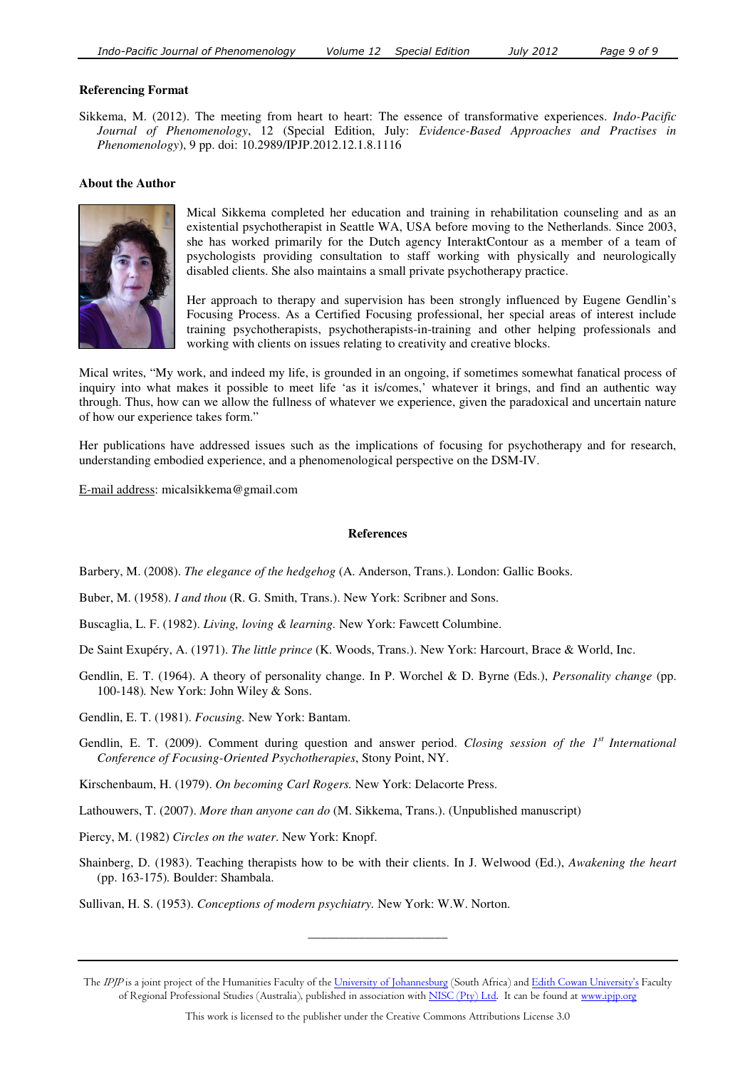**Referencing Format**

Sikkema, M. (2012). The meeting from heart to heart: The essence of transformative experiences. *Indo-Pacific Journal of Phenomenology*, 12 (Special Edition, July: *Evidence-Based Approaches and Practises in Phenomenology*), 9 pp. doi: 10.2989/IPJP.2012.12.1.8.1116

**About the Author**

Mical Sikkema completed her education and training in rehabilitation counseling and as an existential psychotherapist in Seattle WA, USA before moving to the Netherlands. Since 2003, she has worked primarily for the Dutch agency InteraktContour as a member of a team of psychologists providing consultation to staff working with physically and neurologically disabled clients. She also maintains a small private psychotherapy practice.

Her approach to therapy and supervision has been strongly influenced by Eugene Gendlin's Focusing Process. As a Certified Focusing professional, her special areas of interest include training psychotherapists, psychotherapists-in-training and other helping professionals and working with clients on issues relating to creativity and creative blocks.

Mical writes, "My work, and indeed my life, is grounded in an ongoing, if sometimes somewhat fanatical process of inquiry into what makes it possible to meet life 'as it is/comes,' whatever it brings, and find an authentic way through. Thus, how can we allow the fullness of whatever we experience, given the paradoxical and uncertain nature of how our experience takes form."

Her publications have addressed issues such as the implications of focusing for psychotherapy and for research, understanding embodied experience, and a phenomenological perspective on the DSM-IV.

E-mail address: micalsikkema@gmail.com

**References**

Barbery, M. (2008). *The elegance of the hedgehog* (A. Anderson, Trans.). London: Gallic Books.

Buber, M. (1958). *I and thou* (R. G. Smith, Trans.). New York: Scribner and Sons.

Buscaglia, L. F. (1982). *Living, loving & learning.* New York: Fawcett Columbine.

De Saint Exupéry, A. (1971). *The little prince* (K. Woods, Trans.). New York: Harcourt, Brace & World, Inc.

Gendlin, E. T. (1964). A theory of personality change. In P. Worchel & D. Byrne (Eds.), *Personality change* (pp. 100-148). New York: John Wiley & Sons.

Gendlin, E. T. (1981). *Focusing.* New York: Bantam.

Gendlin, E. T. (2009). Comment during question and answer period. *Closing session of the 1st International Conference of Focusing-Oriented Psychotherapies*, Stony Point, NY.

Kirschenbaum, H. (1979). *On becoming Carl Rogers.* New York: Delacorte Press.

Lathouwers, T. (2007). *More than anyone can do* (M. Sikkema, Trans.). (Unpublished manuscript)

Piercy, M. (1982) *Circles on the water*. New York: Knopf.

Shainberg, D. (1983). Teaching therapists how to be with their clients. In J. Welwood (Ed.), *Awakening the heart* (pp. 163-175). Boulder: Shambala.

Sullivan, H. S. (1953). *Conceptions of modern psychiatry.* New York: W.W. Norton.

---

The *IPJP* is a joint project of the Humanities Faculty of the University of Johannesburg (South Africa) and Edith Cowan University's Faculty of Regional Professional Studies (Australia), published in association with NISC (Pty) Ltd. It can be found at www.ipjp.org

This work is licensed to the publisher under the Creative Commons Attributions License 3.0